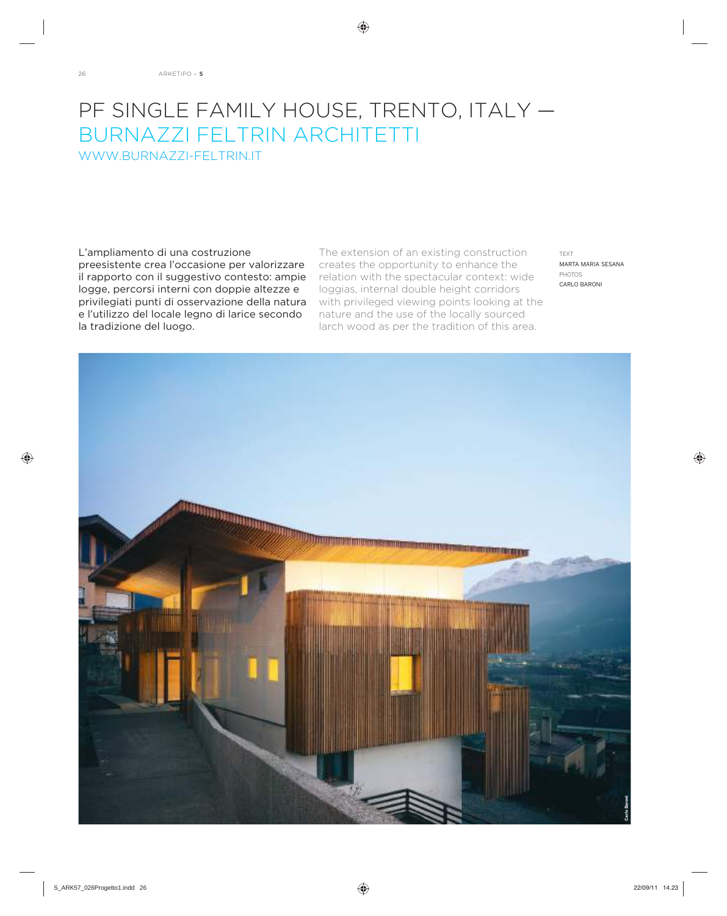# PF SINGLE FAMILY HOUSE, TRENTO, ITALY — BURNAZZI FELTRIN ARCHITETTI

WWW.BURNAZZI-FELTRIN.IT

L'ampliamento di una costruzione preesistente crea l'occasione per valorizzare il rapporto con il suggestivo contesto: ampie logge, percorsi interni con doppie altezze e privilegiati punti di osservazione della natura e l'utilizzo del locale legno di larice secondo la tradizione del luogo.

The extension of an existing construction creates the opportunity to enhance the relation with the spectacular context: wide loggias, internal double height corridors with privileged viewing points looking at the nature and the use of the locally sourced larch wood as per the tradition of this area.

TEXT
MARTA MARIA SESANA
PHOTOS
CARLO BARONI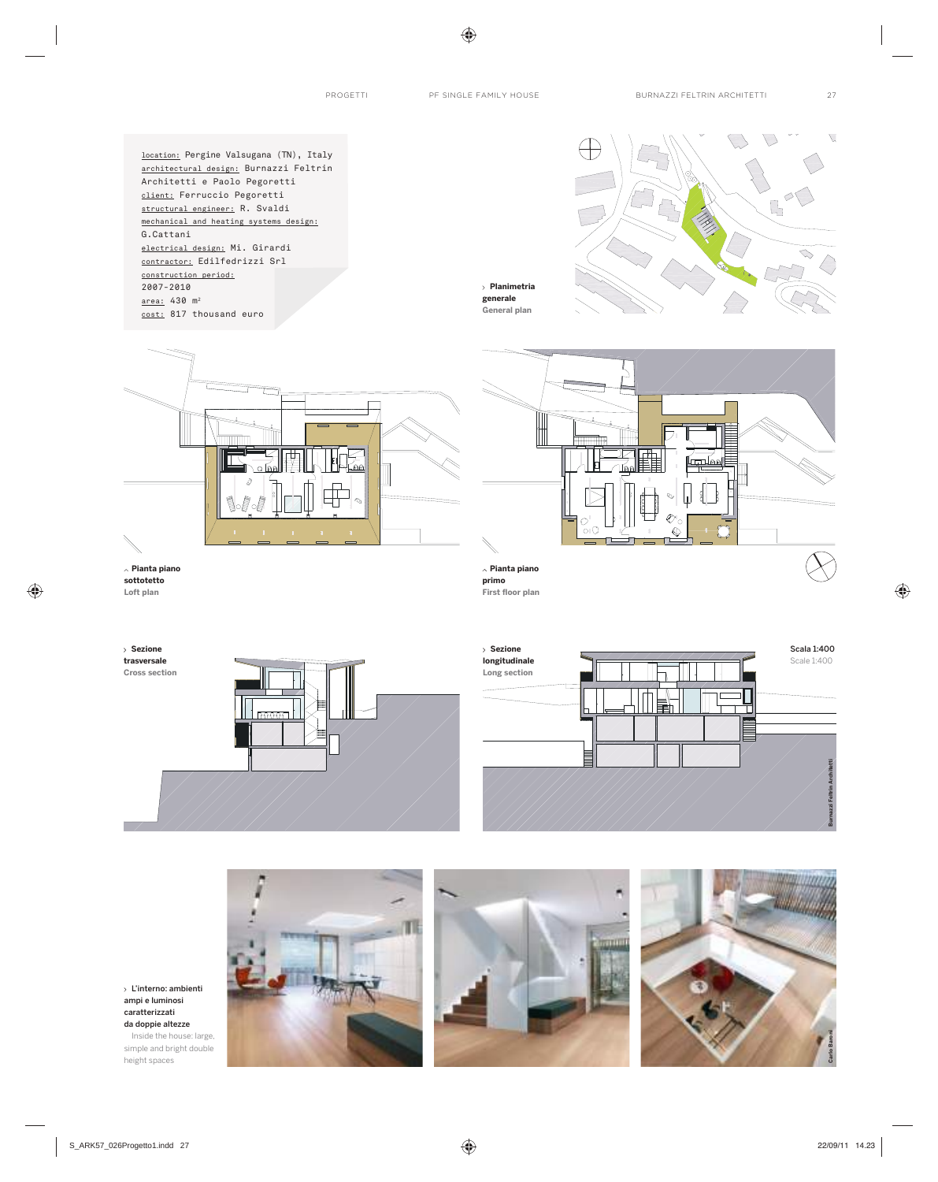location: Pergine Valsugana (TN), Italy
architectural design: Burnazzi Feltrin Architetti e Paolo Pegoretti
client: Ferruccio Pegoretti
structural engineer: R. Svaldi
mechanical and heating systems design: G.Cattani
electrical design: Mi. Girardi
contractor: Edilfedrizzi Srl
construction period: 2007-2010
area: 430 m²
cost: 817 thousand euro

**Planimetria generale**
General plan

**Pianta piano sottotetto**
Loft plan

**Pianta piano primo**
First floor plan

**Sezione trasversale**
Cross section

**Sezione longitudinale**
Long section

**Scala 1:400**
Scale 1:400

Burnazzi Feltrin Architetti

**L'interno: ambienti ampi e luminosi caratterizzati da doppie altezze**
Inside the house: large, simple and bright double height spaces

Carlo Baroni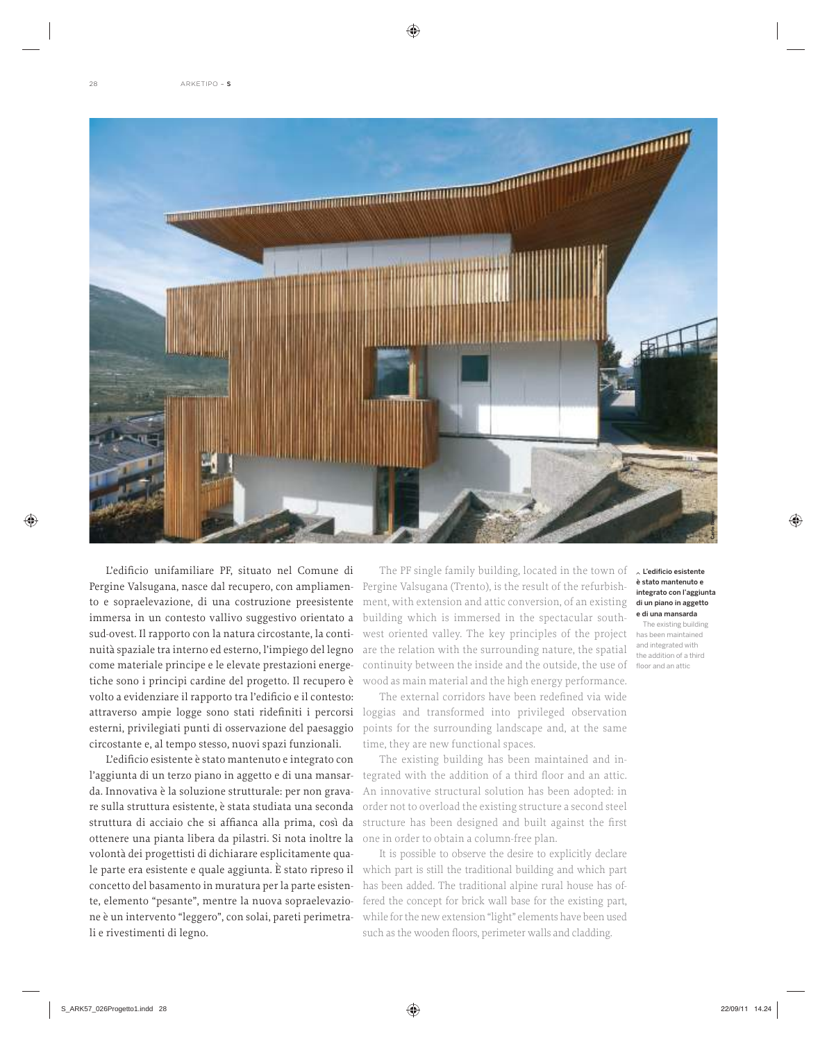L'edificio unifamiliare PF, situato nel Comune di Pergine Valsugana, nasce dal recupero, con ampliamento e sopraelevazione, di una costruzione preesistente immersa in un contesto vallivo suggestivo orientato a sud-ovest. Il rapporto con la natura circostante, la continuità spaziale tra interno ed esterno, l'impiego del legno come materiale principe e le elevate prestazioni energetiche sono i principi cardine del progetto. Il recupero è volto a evidenziare il rapporto tra l'edificio e il contesto: attraverso ampie logge sono stati ridefiniti i percorsi esterni, privilegiati punti di osservazione del paesaggio circostante e, al tempo stesso, nuovi spazi funzionali.

L'edificio esistente è stato mantenuto e integrato con l'aggiunta di un terzo piano in aggetto e di una mansarda. Innovativa è la soluzione strutturale: per non gravare sulla struttura esistente, è stata studiata una seconda struttura di acciaio che si affianca alla prima, così da ottenere una pianta libera da pilastri. Si nota inoltre la volontà dei progettisti di dichiarare esplicitamente quale parte era esistente e quale aggiunta. È stato ripreso il concetto del basamento in muratura per la parte esistente, elemento "pesante", mentre la nuova sopraelevazione è un intervento "leggero", con solai, pareti perimetrali e rivestimenti di legno.

The PF single family building, located in the town of Pergine Valsugana (Trento), is the result of the refurbishment, with extension and attic conversion, of an existing building which is immersed in the spectacular southwest oriented valley. The key principles of the project are the relation with the surrounding nature, the spatial continuity between the inside and the outside, the use of wood as main material and the high energy performance.

The external corridors have been redefined via wide loggias and transformed into privileged observation points for the surrounding landscape and, at the same time, they are new functional spaces.

The existing building has been maintained and integrated with the addition of a third floor and an attic. An innovative structural solution has been adopted: in order not to overload the existing structure a second steel structure has been designed and built against the first one in order to obtain a column-free plan.

It is possible to observe the desire to explicitly declare which part is still the traditional building and which part has been added. The traditional alpine rural house has offered the concept for brick wall base for the existing part, while for the new extension "light" elements have been used such as the wooden floors, perimeter walls and cladding.

**L'edificio esistente è stato mantenuto e integrato con l'aggiunta di un piano in aggetto e di una mansarda**

The existing building has been maintained and integrated with the addition of a third floor and an attic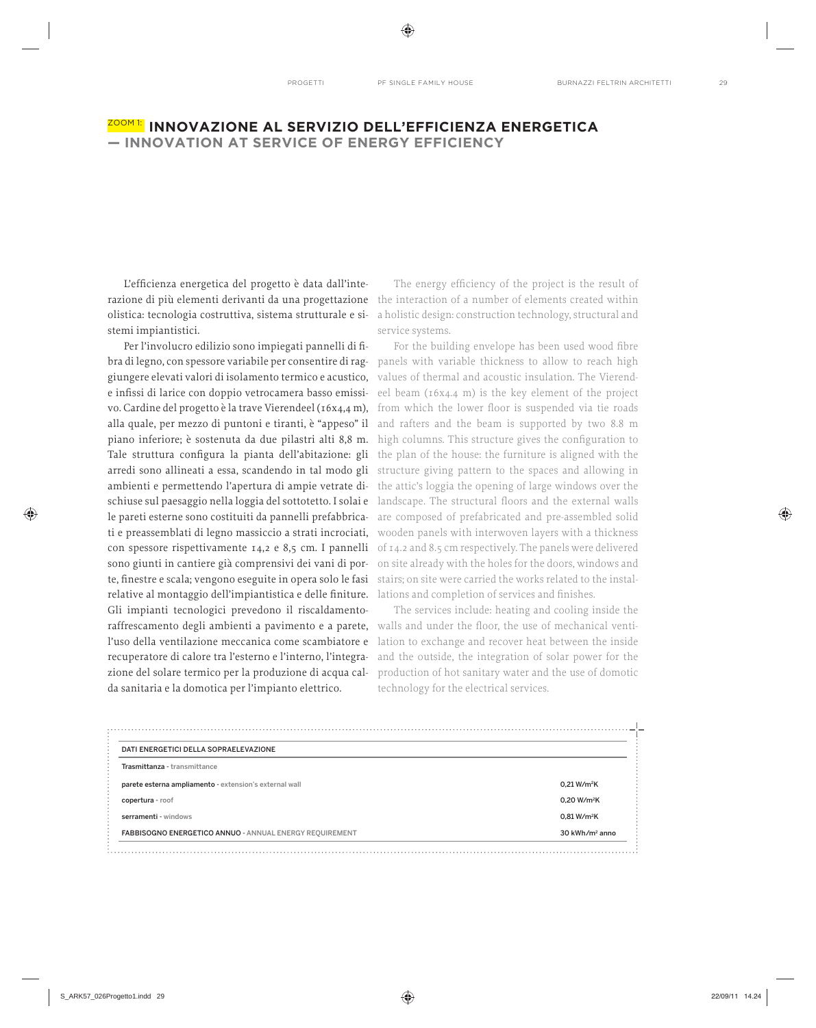## ZOOM 1: INNOVAZIONE AL SERVIZIO DELL'EFFICIENZA ENERGETICA — INNOVATION AT SERVICE OF ENERGY EFFICIENCY

L'efficienza energetica del progetto è data dall'interazione di più elementi derivanti da una progettazione olistica: tecnologia costruttiva, sistema strutturale e sistemi impiantistici.

Per l'involucro edilizio sono impiegati pannelli di fibra di legno, con spessore variabile per consentire di raggiungere elevati valori di isolamento termico e acustico, e infissi di larice con doppio vetrocamera basso emissivo. Cardine del progetto è la trave Vierendeel (16x4,4 m), alla quale, per mezzo di puntoni e tiranti, è "appeso" il piano inferiore; è sostenuta da due pilastri alti 8,8 m. Tale struttura configura la pianta dell'abitazione: gli arredi sono allineati a essa, scandendo in tal modo gli ambienti e permettendo l'apertura di ampie vetrate dischiuse sul paesaggio nella loggia del sottotetto. I solai e le pareti esterne sono costituiti da pannelli prefabbricati e preassemblati di legno massiccio a strati incrociati, con spessore rispettivamente 14,2 e 8,5 cm. I pannelli sono giunti in cantiere già comprensivi dei vani di porte, finestre e scala; vengono eseguite in opera solo le fasi relative al montaggio dell'impiantistica e delle finiture. Gli impianti tecnologici prevedono il riscaldamento-raffrescamento degli ambienti a pavimento e a parete, l'uso della ventilazione meccanica come scambiatore e recuperatore di calore tra l'esterno e l'interno, l'integrazione del solare termico per la produzione di acqua calda sanitaria e la domotica per l'impianto elettrico.

The energy efficiency of the project is the result of the interaction of a number of elements created within a holistic design: construction technology, structural and service systems.

For the building envelope has been used wood fibre panels with variable thickness to allow to reach high values of thermal and acoustic insulation. The Vierendeel beam (16x4.4 m) is the key element of the project from which the lower floor is suspended via tie roads and rafters and the beam is supported by two 8.8 m high columns. This structure gives the configuration to the plan of the house: the furniture is aligned with the structure giving pattern to the spaces and allowing in the attic's loggia the opening of large windows over the landscape. The structural floors and the external walls are composed of prefabricated and pre-assembled solid wooden panels with interwoven layers with a thickness of 14.2 and 8.5 cm respectively. The panels were delivered on site already with the holes for the doors, windows and stairs; on site were carried the works related to the installations and completion of services and finishes.

The services include: heating and cooling inside the walls and under the floor, the use of mechanical ventilation to exchange and recover heat between the inside and the outside, the integration of solar power for the production of hot sanitary water and the use of domotic technology for the electrical services.

| DATI ENERGETICI DELLA SOPRAELEVAZIONE | |
|---|---|
| **Trasmittanza** - transmittance | |
| parete esterna ampliamento - extension's external wall | 0,21 W/m²K |
| copertura - roof | 0,20 W/m²K |
| serramenti - windows | 0,81 W/m²K |
| **FABBISOGNO ENERGETICO ANNUO** - ANNUAL ENERGY REQUIREMENT | 30 kWh/m² anno |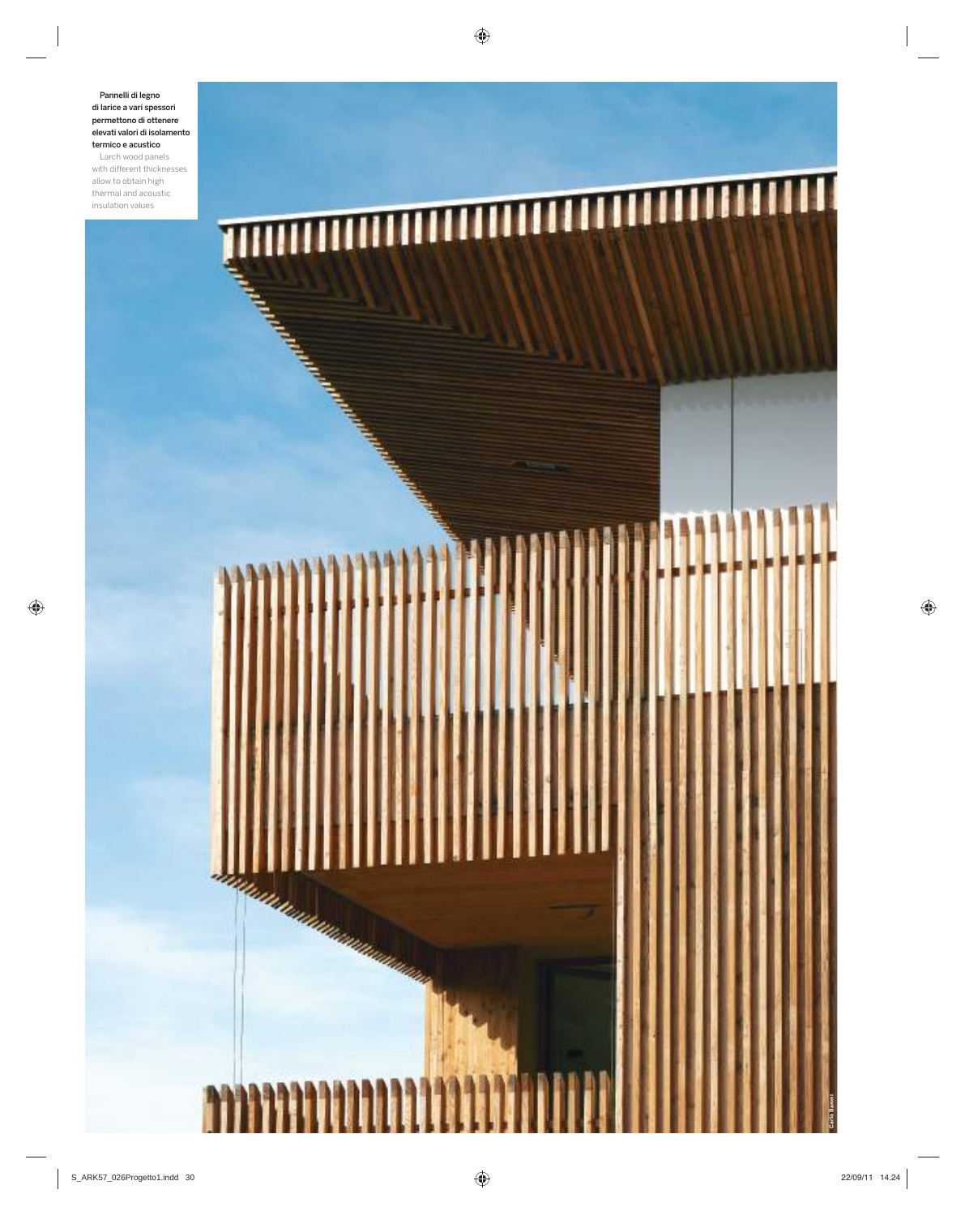**Pannelli di legno di larice a vari spessori permettono di ottenere elevati valori di isolamento termico e acustico**

Larch wood panels with different thicknesses allow to obtain high thermal and acoustic insulation values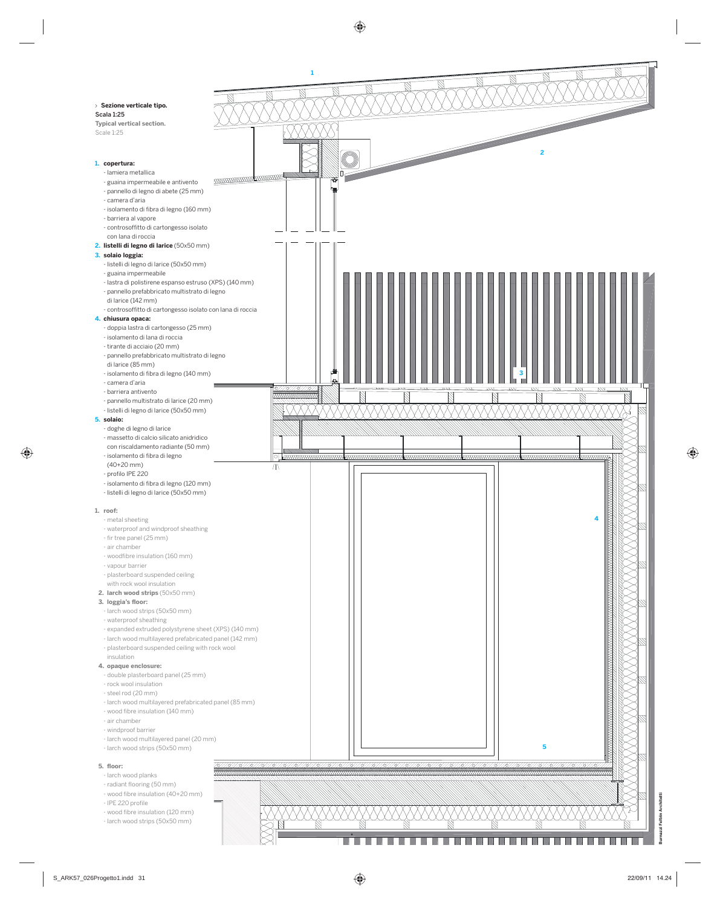› **Sezione verticale tipo.**
**Scala 1:25**
**Typical vertical section.**
Scale 1:25

1. **copertura:**
   - lamiera metallica
   - guaina impermeabile e antivento
   - pannello di legno di abete (25 mm)
   - camera d'aria
   - isolamento di fibra di legno (160 mm)
   - barriera al vapore
   - controsoffitto di cartongesso isolato con lana di roccia
2. **listelli di legno di larice** (50x50 mm)
3. **solaio loggia:**
   - listelli di legno di larice (50x50 mm)
   - guaina impermeabile
   - lastra di polistirene espanso estruso (XPS) (140 mm)
   - pannello prefabbricato multistrato di legno di larice (142 mm)
   - controsoffitto di cartongesso isolato con lana di roccia
4. **chiusura opaca:**
   - doppia lastra di cartongesso (25 mm)
   - isolamento di lana di roccia
   - tirante di acciaio (20 mm)
   - pannello prefabbricato multistrato di legno di larice (85 mm)
   - isolamento di fibra di legno (140 mm)
   - camera d'aria
   - barriera antivento
   - pannello multistrato di larice (20 mm)
   - listelli di legno di larice (50x50 mm)
5. **solaio:**
   - doghe di legno di larice
   - massetto di calcio silicato anidridico con riscaldamento radiante (50 mm)
   - isolamento di fibra di legno (40+20 mm)
   - profilo IPE 220
   - isolamento di fibra di legno (120 mm)
   - listelli di legno di larice (50x50 mm)

1. **roof:**
   - metal sheeting
   - waterproof and windproof sheathing
   - fir tree panel (25 mm)
   - air chamber
   - woodfibre insulation (160 mm)
   - vapour barrier
   - plasterboard suspended ceiling with rock wool insulation
2. **larch wood strips** (50x50 mm)
3. **loggia's floor:**
   - larch wood strips (50x50 mm)
   - waterproof sheathing
   - expanded extruded polystyrene sheet (XPS) (140 mm)
   - larch wood multilayered prefabricated panel (142 mm)
   - plasterboard suspended ceiling with rock wool insulation
4. **opaque enclosure:**
   - double plasterboard panel (25 mm)
   - rock wool insulation
   - steel rod (20 mm)
   - larch wood multilayered prefabricated panel (85 mm)
   - wood fibre insulation (140 mm)
   - air chamber
   - windproof barrier
   - larch wood multilayered panel (20 mm)
   - larch wood strips (50x50 mm)
5. **floor:**
   - larch wood planks
   - radiant flooring (50 mm)
   - wood fibre insulation (40+20 mm)
   - IPE 220 profile
   - wood fibre insulation (120 mm)
   - larch wood strips (50x50 mm)

1

2

3

4

5

Burnazzi Feltrin Architetti